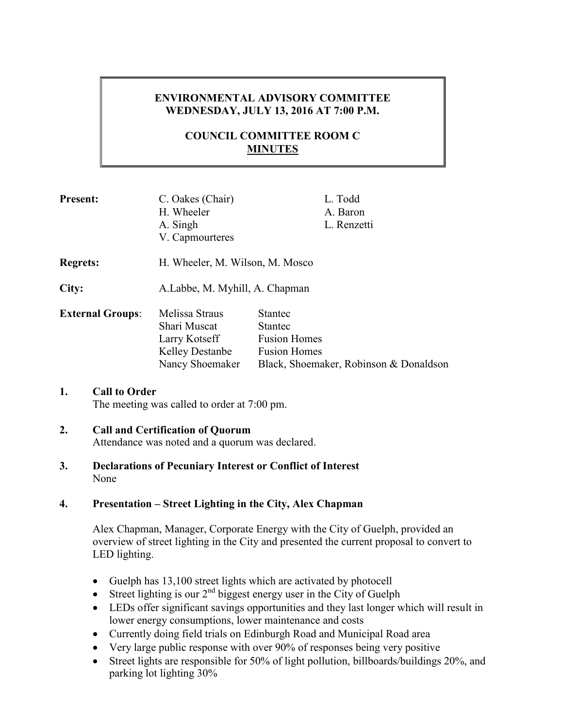# ENVIRONMENTAL ADVISORY COMMITTEE
## WEDNESDAY, JULY 13, 2016 AT 7:00 P.M.

## COUNCIL COMMITTEE ROOM C
## MINUTES

| | | |
|---|---|---|
| **Present:** | C. Oakes (Chair)<br>H. Wheeler<br>A. Singh<br>V. Capmourteres | L. Todd<br>A. Baron<br>L. Renzetti |
| **Regrets:** | H. Wheeler, M. Wilson, M. Mosco | |
| **City:** | A.Labbe, M. Myhill, A. Chapman | |
| **External Groups**: | Melissa Straus<br>Shari Muscat<br>Larry Kotseff<br>Kelley Destanbe<br>Nancy Shoemaker | Stantec<br>Stantec<br>Fusion Homes<br>Fusion Homes<br>Black, Shoemaker, Robinson & Donaldson |

**1. Call to Order**

The meeting was called to order at 7:00 pm.

**2. Call and Certification of Quorum**

Attendance was noted and a quorum was declared.

**3. Declarations of Pecuniary Interest or Conflict of Interest**

None

**4. Presentation – Street Lighting in the City, Alex Chapman**

Alex Chapman, Manager, Corporate Energy with the City of Guelph, provided an overview of street lighting in the City and presented the current proposal to convert to LED lighting.

- Guelph has 13,100 street lights which are activated by photocell
- Street lighting is our 2nd biggest energy user in the City of Guelph
- LEDs offer significant savings opportunities and they last longer which will result in lower energy consumptions, lower maintenance and costs
- Currently doing field trials on Edinburgh Road and Municipal Road area
- Very large public response with over 90% of responses being very positive
- Street lights are responsible for 50% of light pollution, billboards/buildings 20%, and parking lot lighting 30%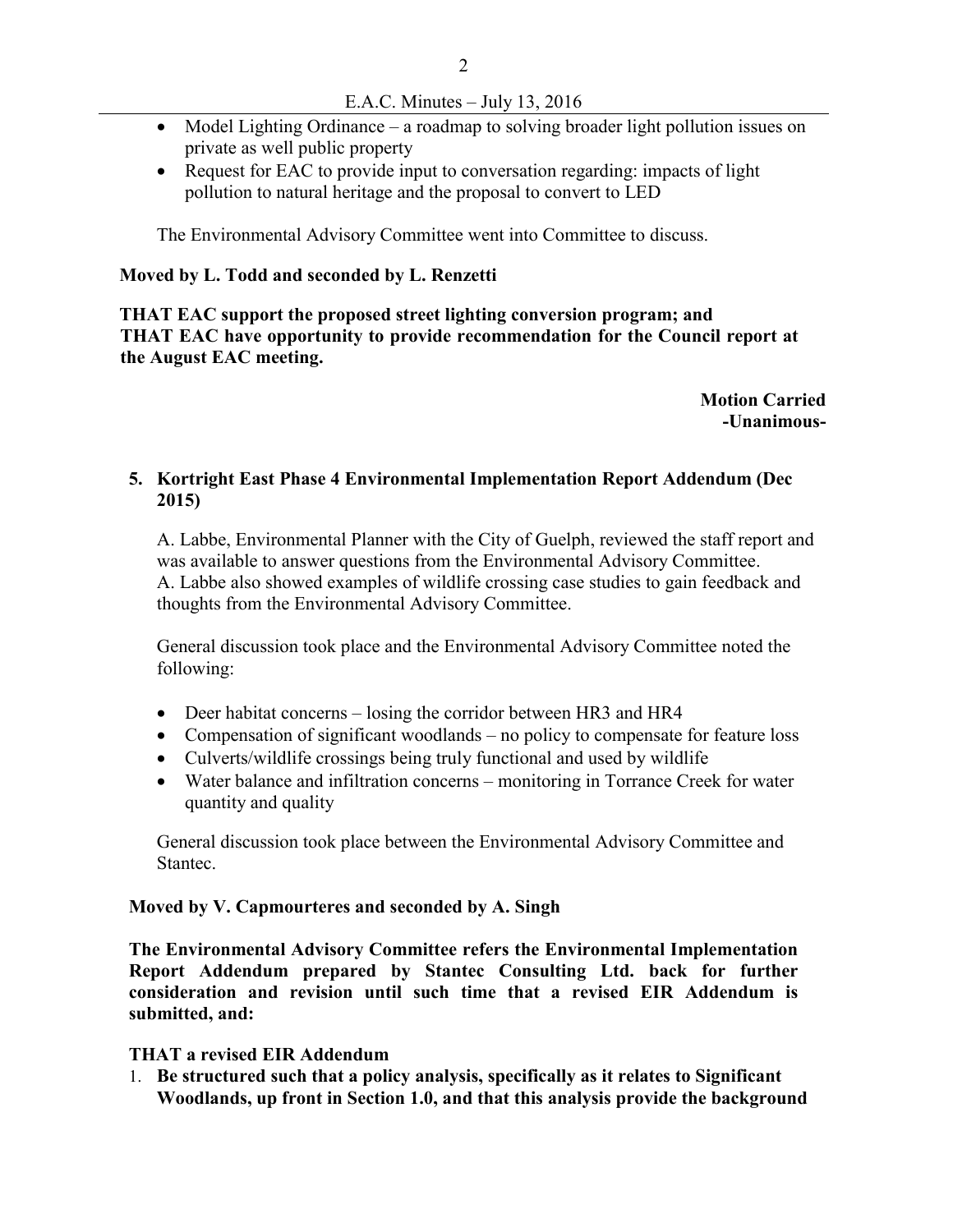- Model Lighting Ordinance – a roadmap to solving broader light pollution issues on private as well public property
- Request for EAC to provide input to conversation regarding: impacts of light pollution to natural heritage and the proposal to convert to LED

The Environmental Advisory Committee went into Committee to discuss.

**Moved by L. Todd and seconded by L. Renzetti**

**THAT EAC support the proposed street lighting conversion program; and THAT EAC have opportunity to provide recommendation for the Council report at the August EAC meeting.**

**Motion Carried**
**-Unanimous-**

**5. Kortright East Phase 4 Environmental Implementation Report Addendum (Dec 2015)**

A. Labbe, Environmental Planner with the City of Guelph, reviewed the staff report and was available to answer questions from the Environmental Advisory Committee. A. Labbe also showed examples of wildlife crossing case studies to gain feedback and thoughts from the Environmental Advisory Committee.

General discussion took place and the Environmental Advisory Committee noted the following:

- Deer habitat concerns – losing the corridor between HR3 and HR4
- Compensation of significant woodlands – no policy to compensate for feature loss
- Culverts/wildlife crossings being truly functional and used by wildlife
- Water balance and infiltration concerns – monitoring in Torrance Creek for water quantity and quality

General discussion took place between the Environmental Advisory Committee and Stantec.

**Moved by V. Capmourteres and seconded by A. Singh**

**The Environmental Advisory Committee refers the Environmental Implementation Report Addendum prepared by Stantec Consulting Ltd. back for further consideration and revision until such time that a revised EIR Addendum is submitted, and:**

**THAT a revised EIR Addendum**

1. **Be structured such that a policy analysis, specifically as it relates to Significant Woodlands, up front in Section 1.0, and that this analysis provide the background**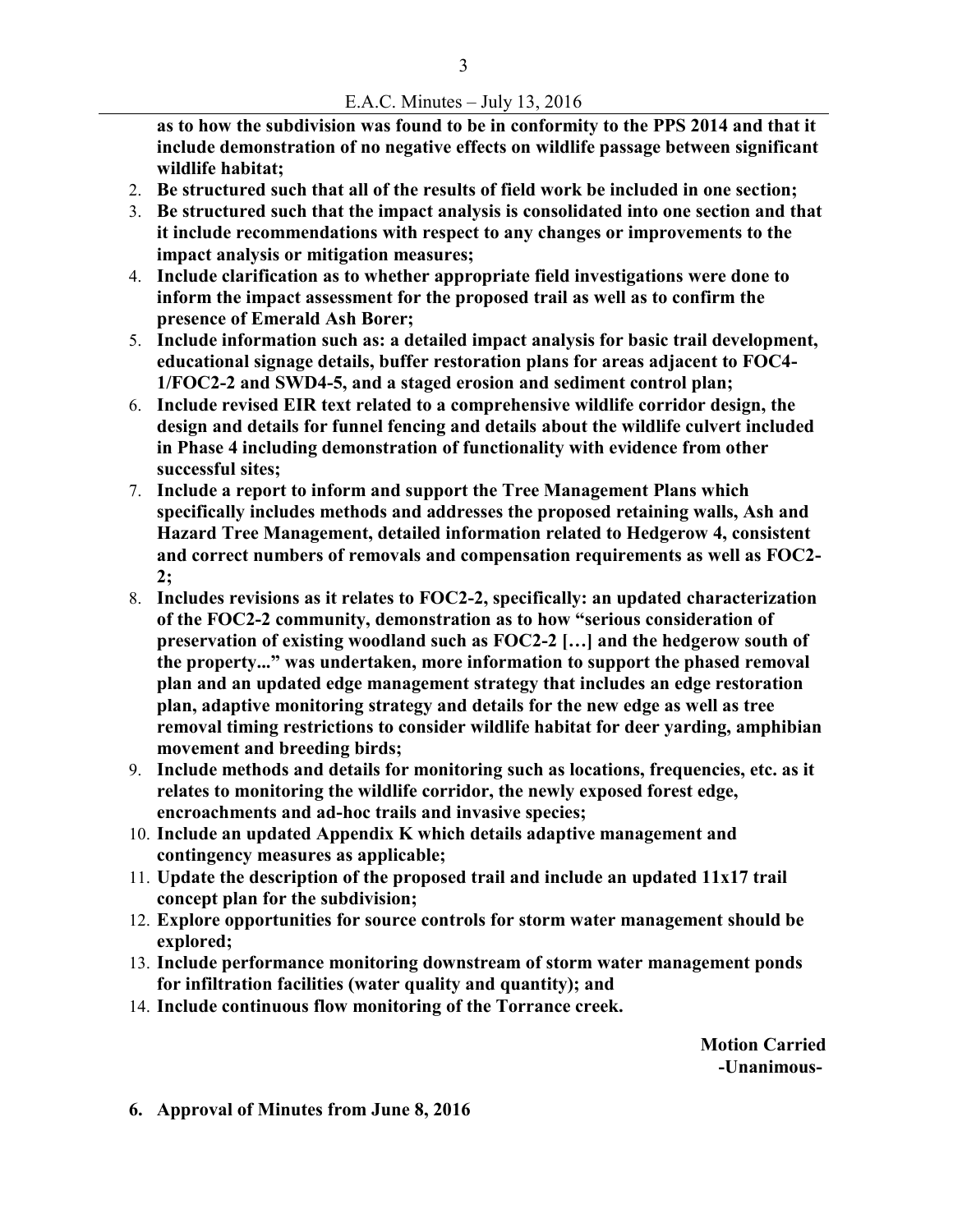**as to how the subdivision was found to be in conformity to the PPS 2014 and that it include demonstration of no negative effects on wildlife passage between significant wildlife habitat;**

2. **Be structured such that all of the results of field work be included in one section;**
3. **Be structured such that the impact analysis is consolidated into one section and that it include recommendations with respect to any changes or improvements to the impact analysis or mitigation measures;**
4. **Include clarification as to whether appropriate field investigations were done to inform the impact assessment for the proposed trail as well as to confirm the presence of Emerald Ash Borer;**
5. **Include information such as: a detailed impact analysis for basic trail development, educational signage details, buffer restoration plans for areas adjacent to FOC4-1/FOC2-2 and SWD4-5, and a staged erosion and sediment control plan;**
6. **Include revised EIR text related to a comprehensive wildlife corridor design, the design and details for funnel fencing and details about the wildlife culvert included in Phase 4 including demonstration of functionality with evidence from other successful sites;**
7. **Include a report to inform and support the Tree Management Plans which specifically includes methods and addresses the proposed retaining walls, Ash and Hazard Tree Management, detailed information related to Hedgerow 4, consistent and correct numbers of removals and compensation requirements as well as FOC2-2;**
8. **Includes revisions as it relates to FOC2-2, specifically: an updated characterization of the FOC2-2 community, demonstration as to how "serious consideration of preservation of existing woodland such as FOC2-2 […] and the hedgerow south of the property..." was undertaken, more information to support the phased removal plan and an updated edge management strategy that includes an edge restoration plan, adaptive monitoring strategy and details for the new edge as well as tree removal timing restrictions to consider wildlife habitat for deer yarding, amphibian movement and breeding birds;**
9. **Include methods and details for monitoring such as locations, frequencies, etc. as it relates to monitoring the wildlife corridor, the newly exposed forest edge, encroachments and ad-hoc trails and invasive species;**
10. **Include an updated Appendix K which details adaptive management and contingency measures as applicable;**
11. **Update the description of the proposed trail and include an updated 11x17 trail concept plan for the subdivision;**
12. **Explore opportunities for source controls for storm water management should be explored;**
13. **Include performance monitoring downstream of storm water management ponds for infiltration facilities (water quality and quantity); and**
14. **Include continuous flow monitoring of the Torrance creek.**

**Motion Carried**
**-Unanimous-**

**6. Approval of Minutes from June 8, 2016**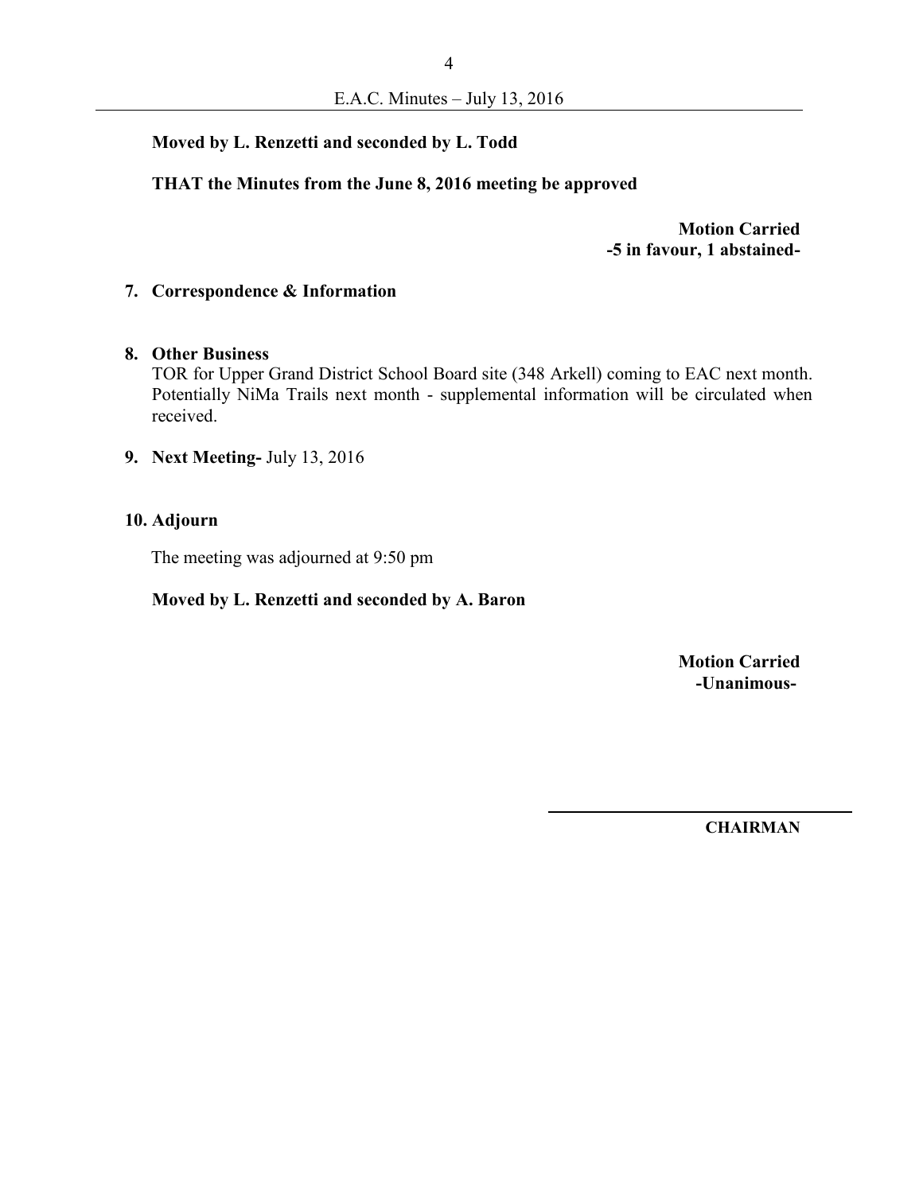**Moved by L. Renzetti and seconded by L. Todd**

**THAT the Minutes from the June 8, 2016 meeting be approved**

**Motion Carried**
**-5 in favour, 1 abstained-**

## 7. Correspondence & Information

## 8. Other Business

TOR for Upper Grand District School Board site (348 Arkell) coming to EAC next month. Potentially NiMa Trails next month - supplemental information will be circulated when received.

## 9. Next Meeting- July 13, 2016

## 10. Adjourn

The meeting was adjourned at 9:50 pm

**Moved by L. Renzetti and seconded by A. Baron**

**Motion Carried**
**-Unanimous-**

______________________________
**CHAIRMAN**